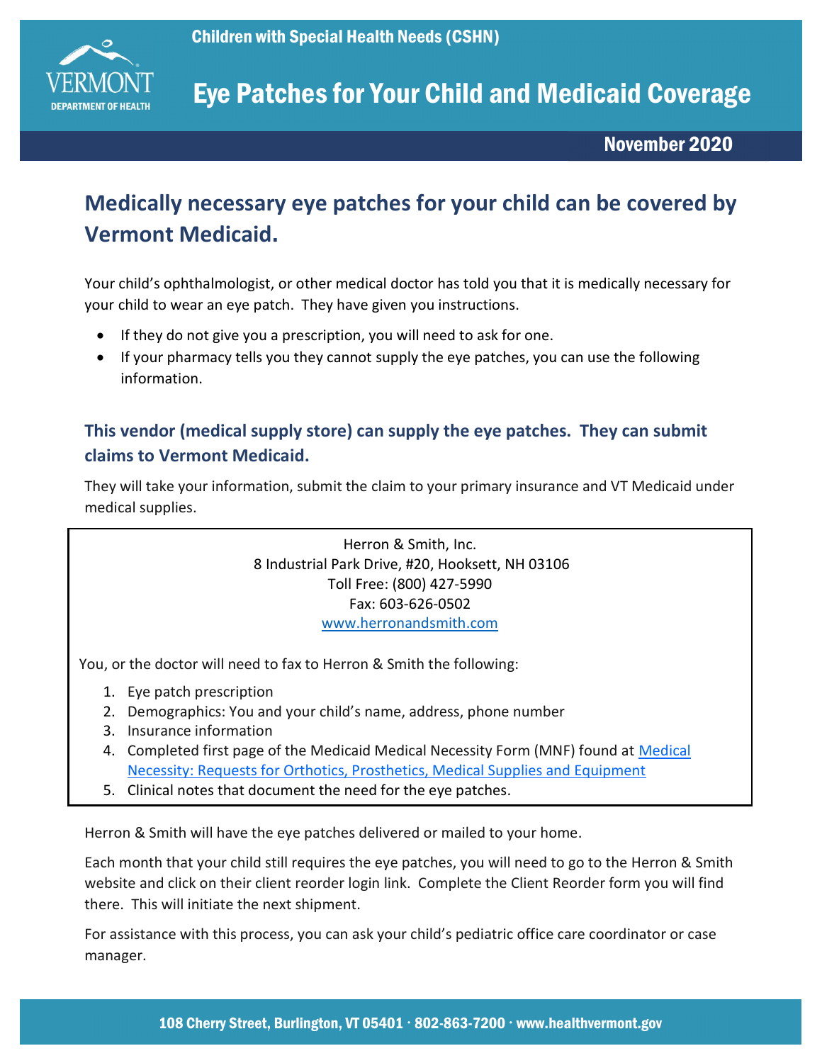Children with Special Health Needs (CSHN)

# Eye Patches for Your Child and Medicaid Coverage

November 2020

## Medically necessary eye patches for your child can be covered by Vermont Medicaid.

Your child's ophthalmologist, or other medical doctor has told you that it is medically necessary for your child to wear an eye patch. They have given you instructions.

- If they do not give you a prescription, you will need to ask for one.
- If your pharmacy tells you they cannot supply the eye patches, you can use the following information.

### This vendor (medical supply store) can supply the eye patches. They can submit claims to Vermont Medicaid.

They will take your information, submit the claim to your primary insurance and VT Medicaid under medical supplies.

Herron & Smith, Inc.
8 Industrial Park Drive, #20, Hooksett, NH 03106
Toll Free: (800) 427-5990
Fax: 603-626-0502
[www.herronandsmith.com](www.herronandsmith.com)

You, or the doctor will need to fax to Herron & Smith the following:

1. Eye patch prescription
2. Demographics: You and your child's name, address, phone number
3. Insurance information
4. Completed first page of the Medicaid Medical Necessity Form (MNF) found at [Medical Necessity: Requests for Orthotics, Prosthetics, Medical Supplies and Equipment]()
5. Clinical notes that document the need for the eye patches.

Herron & Smith will have the eye patches delivered or mailed to your home.

Each month that your child still requires the eye patches, you will need to go to the Herron & Smith website and click on their client reorder login link. Complete the Client Reorder form you will find there. This will initiate the next shipment.

For assistance with this process, you can ask your child's pediatric office care coordinator or case manager.

108 Cherry Street, Burlington, VT 05401 · 802-863-7200 · www.healthvermont.gov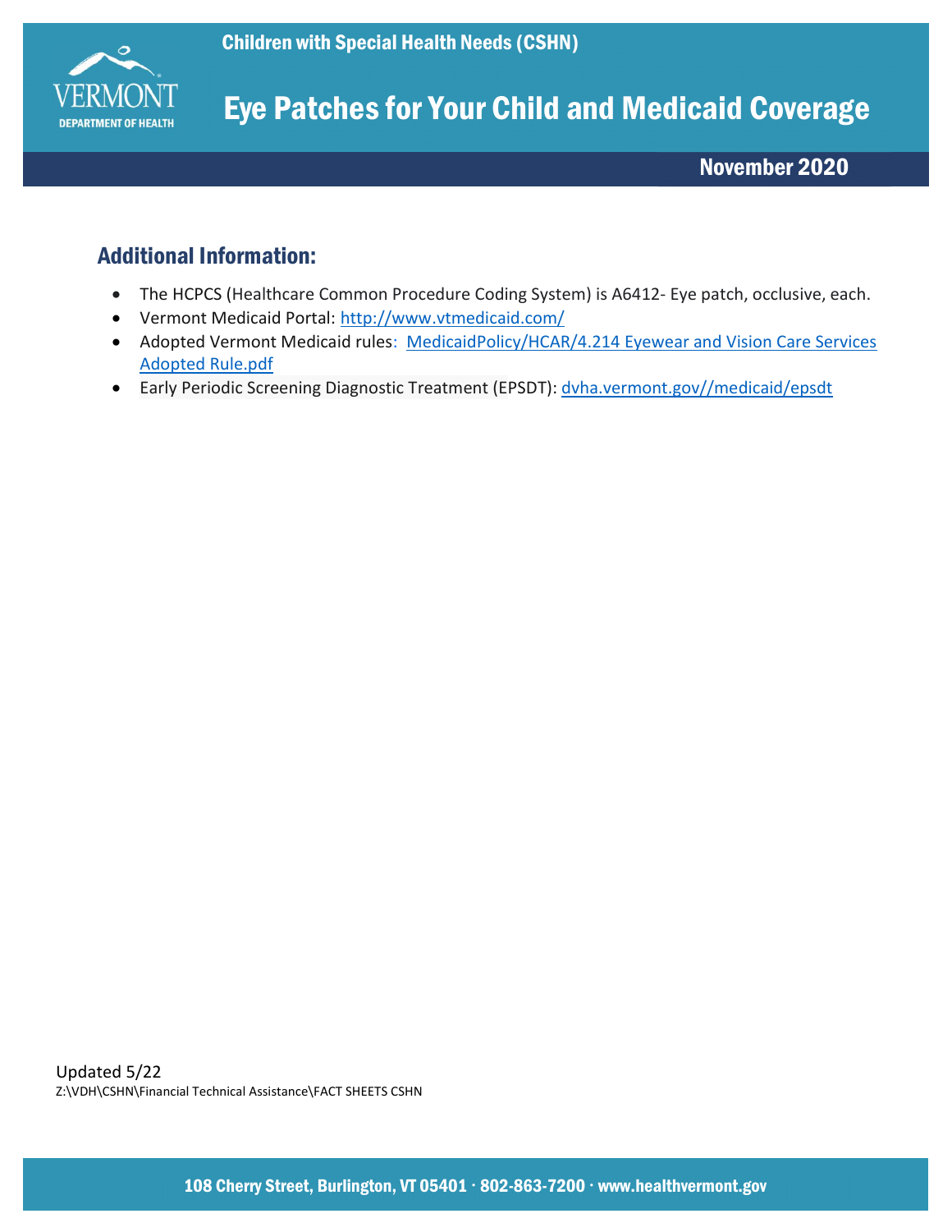## Additional Information:

- The HCPCS (Healthcare Common Procedure Coding System) is A6412- Eye patch, occlusive, each.
- Vermont Medicaid Portal: http://www.vtmedicaid.com/
- Adopted Vermont Medicaid rules: MedicaidPolicy/HCAR/4.214 Eyewear and Vision Care Services Adopted Rule.pdf
- Early Periodic Screening Diagnostic Treatment (EPSDT): dvha.vermont.gov//medicaid/epsdt

Updated 5/22

Z:\VDH\CSHN\Financial Technical Assistance\FACT SHEETS CSHN